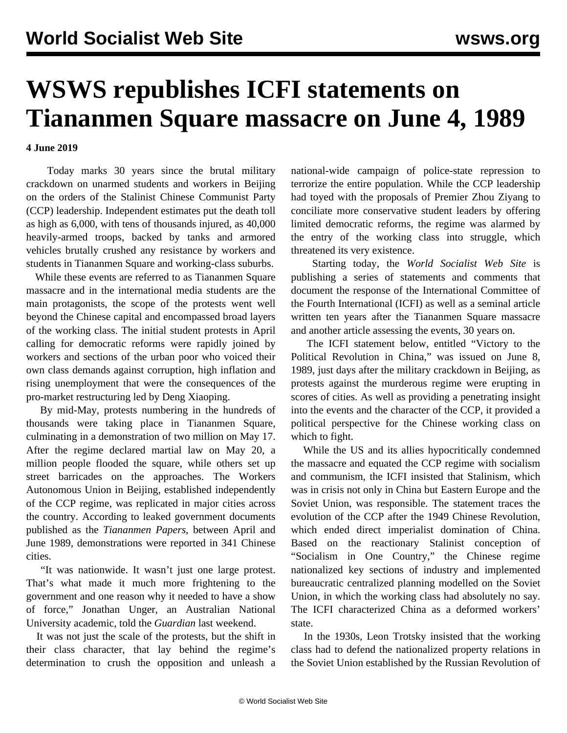# WSWS republishes ICFI statements on Tiananmen Square massacre on June 4, 1989

**4 June 2019**

Today marks 30 years since the brutal military crackdown on unarmed students and workers in Beijing on the orders of the Stalinist Chinese Communist Party (CCP) leadership. Independent estimates put the death toll as high as 6,000, with tens of thousands injured, as 40,000 heavily-armed troops, backed by tanks and armored vehicles brutally crushed any resistance by workers and students in Tiananmen Square and working-class suburbs.

While these events are referred to as Tiananmen Square massacre and in the international media students are the main protagonists, the scope of the protests went well beyond the Chinese capital and encompassed broad layers of the working class. The initial student protests in April calling for democratic reforms were rapidly joined by workers and sections of the urban poor who voiced their own class demands against corruption, high inflation and rising unemployment that were the consequences of the pro-market restructuring led by Deng Xiaoping.

By mid-May, protests numbering in the hundreds of thousands were taking place in Tiananmen Square, culminating in a demonstration of two million on May 17. After the regime declared martial law on May 20, a million people flooded the square, while others set up street barricades on the approaches. The Workers Autonomous Union in Beijing, established independently of the CCP regime, was replicated in major cities across the country. According to leaked government documents published as the *Tiananmen Papers*, between April and June 1989, demonstrations were reported in 341 Chinese cities.

"It was nationwide. It wasn't just one large protest. That's what made it much more frightening to the government and one reason why it needed to have a show of force," Jonathan Unger, an Australian National University academic, told the *Guardian* last weekend.

It was not just the scale of the protests, but the shift in their class character, that lay behind the regime's determination to crush the opposition and unleash a national-wide campaign of police-state repression to terrorize the entire population. While the CCP leadership had toyed with the proposals of Premier Zhou Ziyang to conciliate more conservative student leaders by offering limited democratic reforms, the regime was alarmed by the entry of the working class into struggle, which threatened its very existence.

Starting today, the *World Socialist Web Site* is publishing a series of statements and comments that document the response of the International Committee of the Fourth International (ICFI) as well as a seminal article written ten years after the Tiananmen Square massacre and another article assessing the events, 30 years on.

The ICFI statement below, entitled "Victory to the Political Revolution in China," was issued on June 8, 1989, just days after the military crackdown in Beijing, as protests against the murderous regime were erupting in scores of cities. As well as providing a penetrating insight into the events and the character of the CCP, it provided a political perspective for the Chinese working class on which to fight.

While the US and its allies hypocritically condemned the massacre and equated the CCP regime with socialism and communism, the ICFI insisted that Stalinism, which was in crisis not only in China but Eastern Europe and the Soviet Union, was responsible. The statement traces the evolution of the CCP after the 1949 Chinese Revolution, which ended direct imperialist domination of China. Based on the reactionary Stalinist conception of "Socialism in One Country," the Chinese regime nationalized key sections of industry and implemented bureaucratic centralized planning modelled on the Soviet Union, in which the working class had absolutely no say. The ICFI characterized China as a deformed workers' state.

In the 1930s, Leon Trotsky insisted that the working class had to defend the nationalized property relations in the Soviet Union established by the Russian Revolution of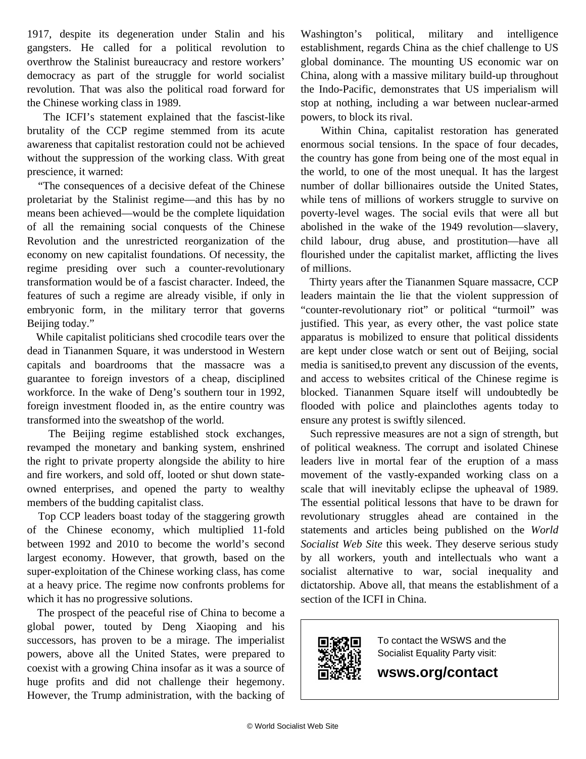1917, despite its degeneration under Stalin and his gangsters. He called for a political revolution to overthrow the Stalinist bureaucracy and restore workers' democracy as part of the struggle for world socialist revolution. That was also the political road forward for the Chinese working class in 1989.

The ICFI's statement explained that the fascist-like brutality of the CCP regime stemmed from its acute awareness that capitalist restoration could not be achieved without the suppression of the working class. With great prescience, it warned:

"The consequences of a decisive defeat of the Chinese proletariat by the Stalinist regime—and this has by no means been achieved—would be the complete liquidation of all the remaining social conquests of the Chinese Revolution and the unrestricted reorganization of the economy on new capitalist foundations. Of necessity, the regime presiding over such a counter-revolutionary transformation would be of a fascist character. Indeed, the features of such a regime are already visible, if only in embryonic form, in the military terror that governs Beijing today."

While capitalist politicians shed crocodile tears over the dead in Tiananmen Square, it was understood in Western capitals and boardrooms that the massacre was a guarantee to foreign investors of a cheap, disciplined workforce. In the wake of Deng's southern tour in 1992, foreign investment flooded in, as the entire country was transformed into the sweatshop of the world.

The Beijing regime established stock exchanges, revamped the monetary and banking system, enshrined the right to private property alongside the ability to hire and fire workers, and sold off, looted or shut down state-owned enterprises, and opened the party to wealthy members of the budding capitalist class.

Top CCP leaders boast today of the staggering growth of the Chinese economy, which multiplied 11-fold between 1992 and 2010 to become the world's second largest economy. However, that growth, based on the super-exploitation of the Chinese working class, has come at a heavy price. The regime now confronts problems for which it has no progressive solutions.

The prospect of the peaceful rise of China to become a global power, touted by Deng Xiaoping and his successors, has proven to be a mirage. The imperialist powers, above all the United States, were prepared to coexist with a growing China insofar as it was a source of huge profits and did not challenge their hegemony. However, the Trump administration, with the backing of Washington's political, military and intelligence establishment, regards China as the chief challenge to US global dominance. The mounting US economic war on China, along with a massive military build-up throughout the Indo-Pacific, demonstrates that US imperialism will stop at nothing, including a war between nuclear-armed powers, to block its rival.

Within China, capitalist restoration has generated enormous social tensions. In the space of four decades, the country has gone from being one of the most equal in the world, to one of the most unequal. It has the largest number of dollar billionaires outside the United States, while tens of millions of workers struggle to survive on poverty-level wages. The social evils that were all but abolished in the wake of the 1949 revolution—slavery, child labour, drug abuse, and prostitution—have all flourished under the capitalist market, afflicting the lives of millions.

Thirty years after the Tiananmen Square massacre, CCP leaders maintain the lie that the violent suppression of "counter-revolutionary riot" or political "turmoil" was justified. This year, as every other, the vast police state apparatus is mobilized to ensure that political dissidents are kept under close watch or sent out of Beijing, social media is sanitised,to prevent any discussion of the events, and access to websites critical of the Chinese regime is blocked. Tiananmen Square itself will undoubtedly be flooded with police and plainclothes agents today to ensure any protest is swiftly silenced.

Such repressive measures are not a sign of strength, but of political weakness. The corrupt and isolated Chinese leaders live in mortal fear of the eruption of a mass movement of the vastly-expanded working class on a scale that will inevitably eclipse the upheaval of 1989. The essential political lessons that have to be drawn for revolutionary struggles ahead are contained in the statements and articles being published on the *World Socialist Web Site* this week. They deserve serious study by all workers, youth and intellectuals who want a socialist alternative to war, social inequality and dictatorship. Above all, that means the establishment of a section of the ICFI in China.

To contact the WSWS and the Socialist Equality Party visit:

**wsws.org/contact**